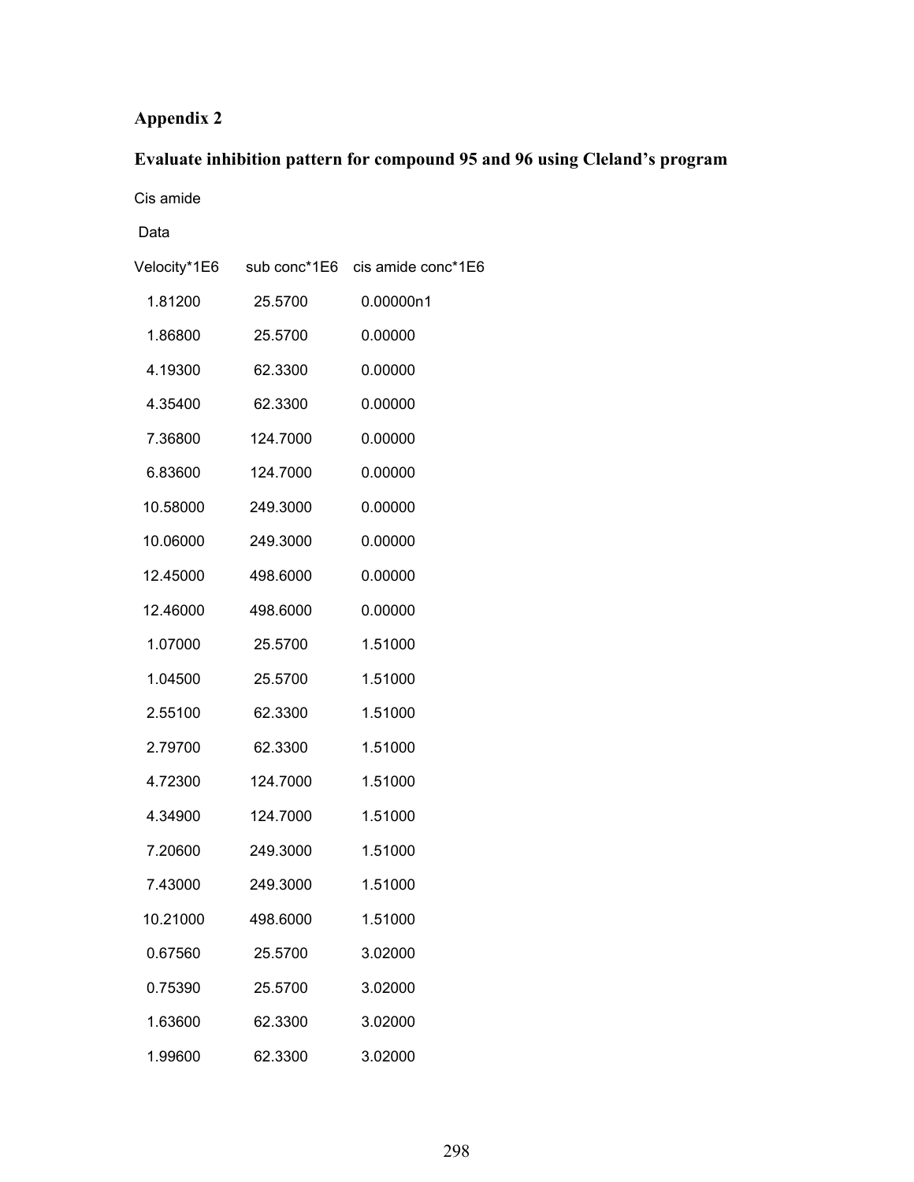# Appendix 2

## Evaluate inhibition pattern for compound 95 and 96 using Cleland's program

Cis amide

Data

| Velocity*1E6 | sub conc*1E6 | cis amide conc*1E6 |
|---|---|---|
| 1.81200 | 25.5700 | 0.00000n1 |
| 1.86800 | 25.5700 | 0.00000 |
| 4.19300 | 62.3300 | 0.00000 |
| 4.35400 | 62.3300 | 0.00000 |
| 7.36800 | 124.7000 | 0.00000 |
| 6.83600 | 124.7000 | 0.00000 |
| 10.58000 | 249.3000 | 0.00000 |
| 10.06000 | 249.3000 | 0.00000 |
| 12.45000 | 498.6000 | 0.00000 |
| 12.46000 | 498.6000 | 0.00000 |
| 1.07000 | 25.5700 | 1.51000 |
| 1.04500 | 25.5700 | 1.51000 |
| 2.55100 | 62.3300 | 1.51000 |
| 2.79700 | 62.3300 | 1.51000 |
| 4.72300 | 124.7000 | 1.51000 |
| 4.34900 | 124.7000 | 1.51000 |
| 7.20600 | 249.3000 | 1.51000 |
| 7.43000 | 249.3000 | 1.51000 |
| 10.21000 | 498.6000 | 1.51000 |
| 0.67560 | 25.5700 | 3.02000 |
| 0.75390 | 25.5700 | 3.02000 |
| 1.63600 | 62.3300 | 3.02000 |
| 1.99600 | 62.3300 | 3.02000 |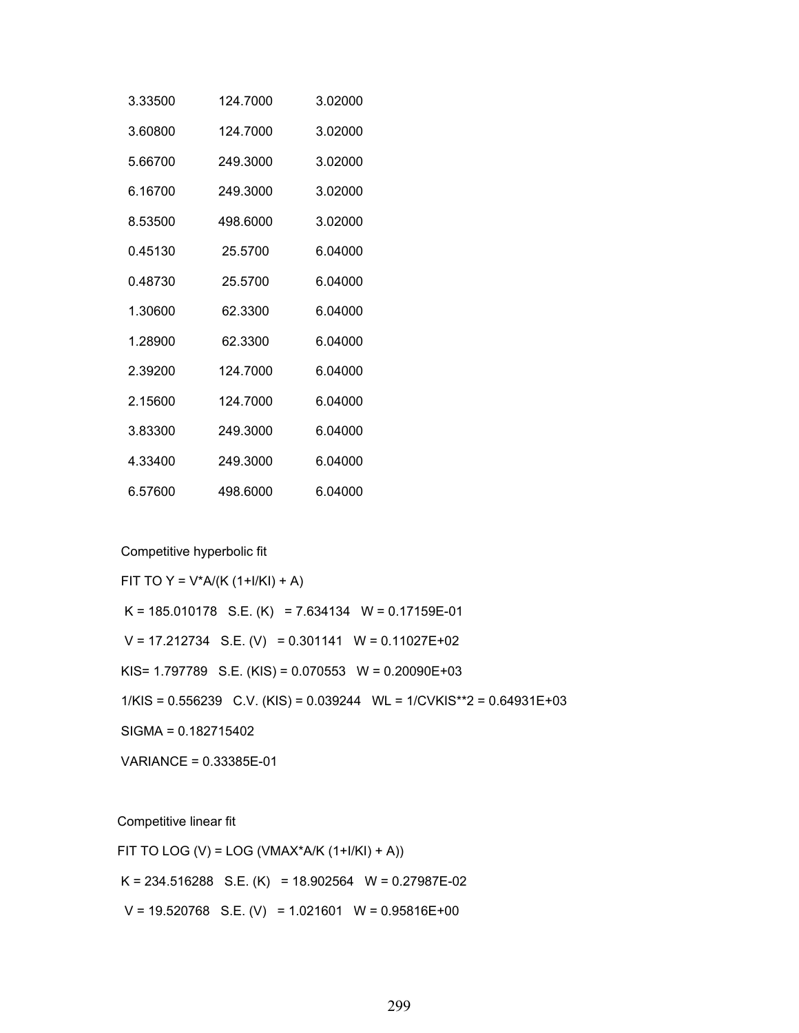| | | |
|---|---|---|
| 3.33500 | 124.7000 | 3.02000 |
| 3.60800 | 124.7000 | 3.02000 |
| 5.66700 | 249.3000 | 3.02000 |
| 6.16700 | 249.3000 | 3.02000 |
| 8.53500 | 498.6000 | 3.02000 |
| 0.45130 | 25.5700 | 6.04000 |
| 0.48730 | 25.5700 | 6.04000 |
| 1.30600 | 62.3300 | 6.04000 |
| 1.28900 | 62.3300 | 6.04000 |
| 2.39200 | 124.7000 | 6.04000 |
| 2.15600 | 124.7000 | 6.04000 |
| 3.83300 | 249.3000 | 6.04000 |
| 4.33400 | 249.3000 | 6.04000 |
| 6.57600 | 498.6000 | 6.04000 |

Competitive hyperbolic fit

FIT TO Y = V*A/(K (1+I/KI) + A)

K = 185.010178   S.E. (K)   = 7.634134   W = 0.17159E-01

V = 17.212734   S.E. (V)   = 0.301141   W = 0.11027E+02

KIS= 1.797789   S.E. (KIS) = 0.070553   W = 0.20090E+03

1/KIS = 0.556239   C.V. (KIS) = 0.039244   WL = 1/CVKIS**2 = 0.64931E+03

SIGMA = 0.182715402

VARIANCE = 0.33385E-01

Competitive linear fit

FIT TO LOG (V) = LOG (VMAX*A/K (1+I/KI) + A))

K = 234.516288   S.E. (K)   = 18.902564   W = 0.27987E-02

V = 19.520768   S.E. (V)   = 1.021601   W = 0.95816E+00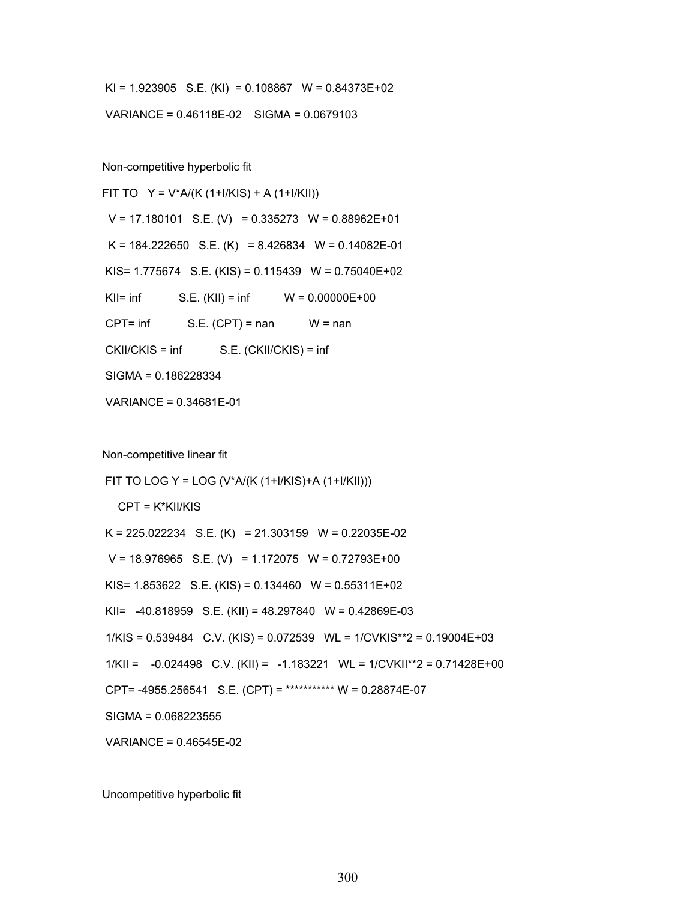KI = 1.923905   S.E. (KI)  = 0.108867   W = 0.84373E+02

VARIANCE = 0.46118E-02    SIGMA = 0.0679103

Non-competitive hyperbolic fit

FIT TO   Y = V*A/(K (1+I/KIS) + A (1+I/KII))

V = 17.180101   S.E. (V)   = 0.335273   W = 0.88962E+01

K = 184.222650   S.E. (K)   = 8.426834   W = 0.14082E-01

KIS= 1.775674   S.E. (KIS) = 0.115439   W = 0.75040E+02

KII= inf           S.E. (KII) = inf          W = 0.00000E+00

CPT= inf           S.E. (CPT) = nan          W = nan

CKII/CKIS = inf           S.E. (CKII/CKIS) = inf

SIGMA = 0.186228334

VARIANCE = 0.34681E-01

Non-competitive linear fit

FIT TO LOG Y = LOG (V*A/(K (1+I/KIS)+A (1+I/KII)))

CPT = K*KII/KIS

K = 225.022234   S.E. (K)   = 21.303159   W = 0.22035E-02

V = 18.976965   S.E. (V)   = 1.172075   W = 0.72793E+00

KIS= 1.853622   S.E. (KIS) = 0.134460   W = 0.55311E+02

KII=   -40.818959   S.E. (KII) = 48.297840   W = 0.42869E-03

1/KIS = 0.539484   C.V. (KIS) = 0.072539   WL = 1/CVKIS**2 = 0.19004E+03

1/KII =    -0.024498   C.V. (KII) =   -1.183221   WL = 1/CVKII**2 = 0.71428E+00

CPT= -4955.256541   S.E. (CPT) = *********** W = 0.28874E-07

SIGMA = 0.068223555

VARIANCE = 0.46545E-02

Uncompetitive hyperbolic fit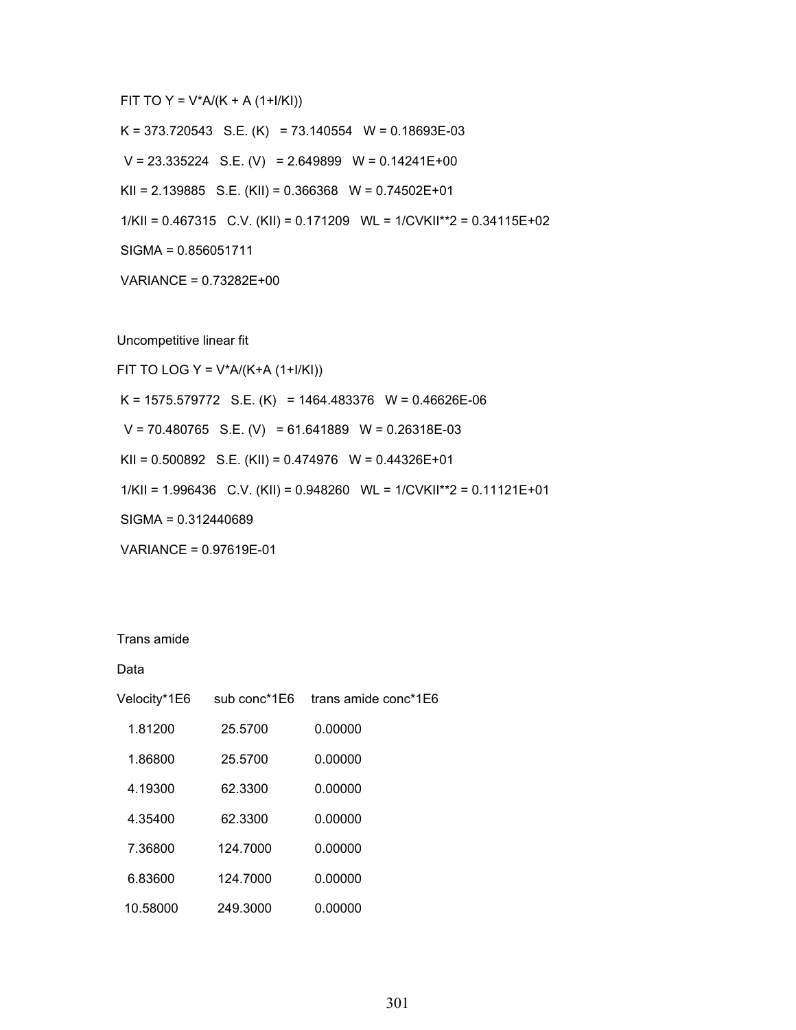FIT TO Y = V*A/(K + A (1+I/KI))

K = 373.720543   S.E. (K)   = 73.140554   W = 0.18693E-03

V = 23.335224   S.E. (V)   = 2.649899   W = 0.14241E+00

KII = 2.139885   S.E. (KII) = 0.366368   W = 0.74502E+01

1/KII = 0.467315   C.V. (KII) = 0.171209   WL = 1/CVKII**2 = 0.34115E+02

SIGMA = 0.856051711

VARIANCE = 0.73282E+00

Uncompetitive linear fit

FIT TO LOG Y = V*A/(K+A (1+I/KI))

K = 1575.579772   S.E. (K)   = 1464.483376   W = 0.46626E-06

V = 70.480765   S.E. (V)   = 61.641889   W = 0.26318E-03

KII = 0.500892   S.E. (KII) = 0.474976   W = 0.44326E+01

1/KII = 1.996436   C.V. (KII) = 0.948260   WL = 1/CVKII**2 = 0.11121E+01

SIGMA = 0.312440689

VARIANCE = 0.97619E-01

Trans amide

Data

| Velocity*1E6 | sub conc*1E6 | trans amide conc*1E6 |
|---|---|---|
| 1.81200 | 25.5700 | 0.00000 |
| 1.86800 | 25.5700 | 0.00000 |
| 4.19300 | 62.3300 | 0.00000 |
| 4.35400 | 62.3300 | 0.00000 |
| 7.36800 | 124.7000 | 0.00000 |
| 6.83600 | 124.7000 | 0.00000 |
| 10.58000 | 249.3000 | 0.00000 |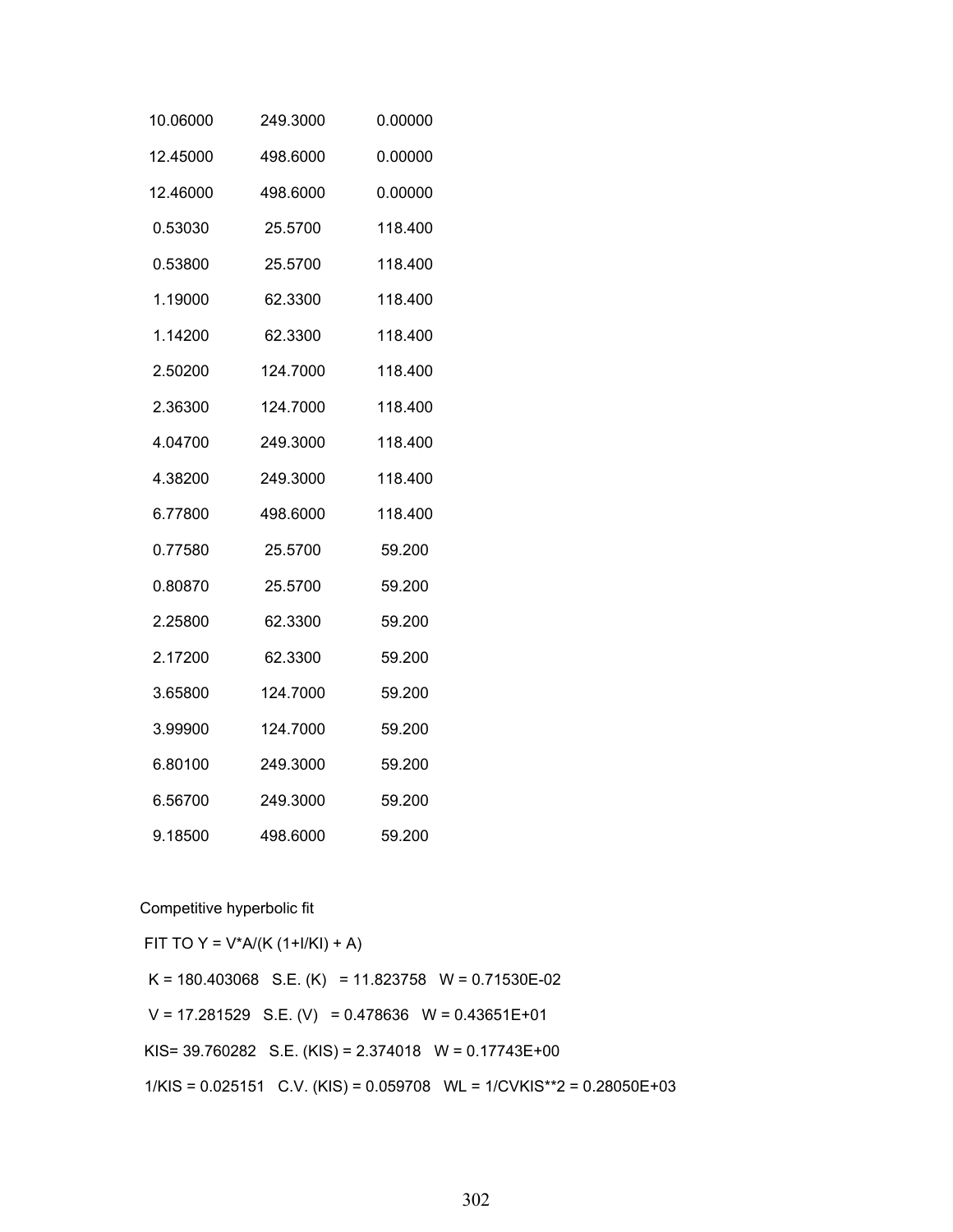```
 10.06000    249.3000    0.00000
 12.45000    498.6000    0.00000
 12.46000    498.6000    0.00000
  0.53030     25.5700    118.400
  0.53800     25.5700    118.400
  1.19000     62.3300    118.400
  1.14200     62.3300    118.400
  2.50200    124.7000    118.400
  2.36300    124.7000    118.400
  4.04700    249.3000    118.400
  4.38200    249.3000    118.400
  6.77800    498.6000    118.400
  0.77580     25.5700     59.200
  0.80870     25.5700     59.200
  2.25800     62.3300     59.200
  2.17200     62.3300     59.200
  3.65800    124.7000     59.200
  3.99900    124.7000     59.200
  6.80100    249.3000     59.200
  6.56700    249.3000     59.200
  9.18500    498.6000     59.200
```

Competitive hyperbolic fit

```
 FIT TO Y = V*A/(K (1+I/KI) + A)
  K = 180.403068   S.E. (K)   = 11.823758   W = 0.71530E-02
  V = 17.281529   S.E. (V)   = 0.478636   W = 0.43651E+01
 KIS= 39.760282   S.E. (KIS) = 2.374018   W = 0.17743E+00
 1/KIS = 0.025151   C.V. (KIS) = 0.059708   WL = 1/CVKIS**2 = 0.28050E+03
```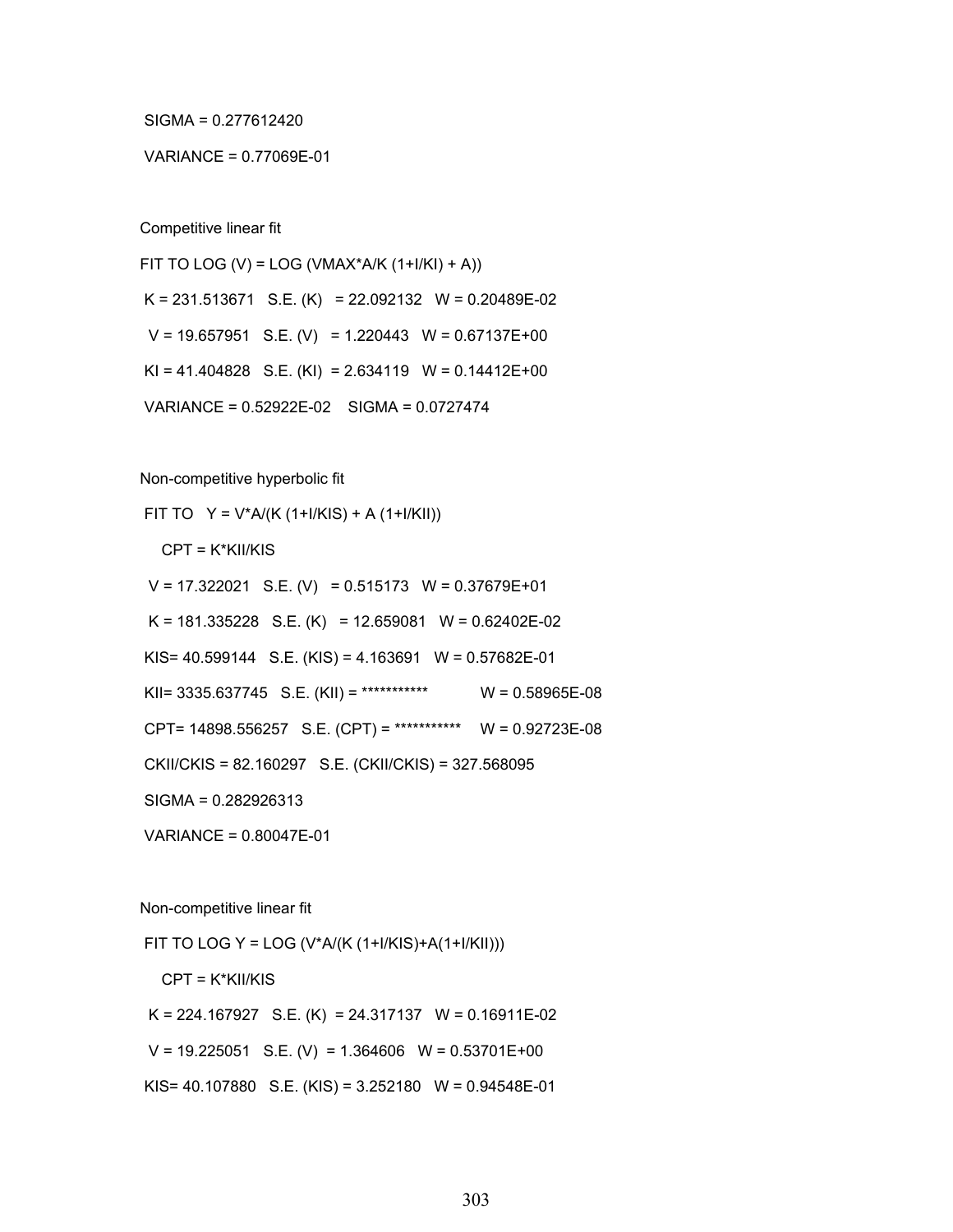SIGMA = 0.277612420

VARIANCE = 0.77069E-01

Competitive linear fit

FIT TO LOG (V) = LOG (VMAX*A/K (1+I/KI) + A))

K = 231.513671   S.E. (K)   = 22.092132   W = 0.20489E-02

V = 19.657951   S.E. (V)   = 1.220443   W = 0.67137E+00

KI = 41.404828   S.E. (KI)  = 2.634119   W = 0.14412E+00

VARIANCE = 0.52922E-02    SIGMA = 0.0727474

Non-competitive hyperbolic fit

FIT TO   Y = V*A/(K (1+I/KIS) + A (1+I/KII))

CPT = K*KII/KIS

V = 17.322021   S.E. (V)   = 0.515173   W = 0.37679E+01

K = 181.335228   S.E. (K)   = 12.659081   W = 0.62402E-02

KIS= 40.599144   S.E. (KIS) = 4.163691   W = 0.57682E-01

KII= 3335.637745   S.E. (KII) = ***********   W = 0.58965E-08

CPT= 14898.556257   S.E. (CPT) = ***********   W = 0.92723E-08

CKII/CKIS = 82.160297   S.E. (CKII/CKIS) = 327.568095

SIGMA = 0.282926313

VARIANCE = 0.80047E-01

Non-competitive linear fit

FIT TO LOG Y = LOG (V*A/(K (1+I/KIS)+A(1+I/KII)))

CPT = K*KII/KIS

K = 224.167927   S.E. (K)  = 24.317137   W = 0.16911E-02

V = 19.225051   S.E. (V)  = 1.364606   W = 0.53701E+00

KIS= 40.107880   S.E. (KIS) = 3.252180   W = 0.94548E-01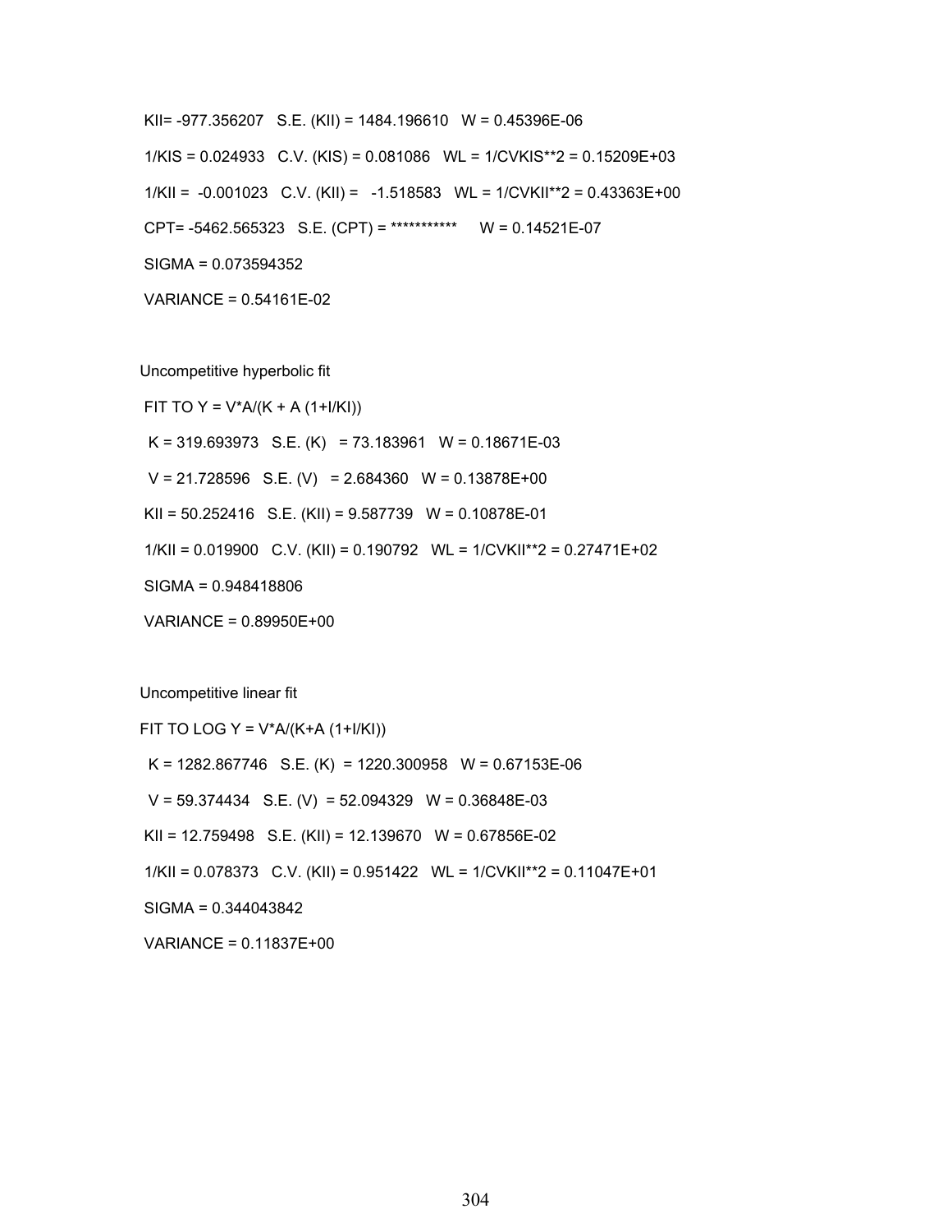KII= -977.356207   S.E. (KII) = 1484.196610   W = 0.45396E-06

1/KIS = 0.024933   C.V. (KIS) = 0.081086   WL = 1/CVKIS**2 = 0.15209E+03

1/KII =  -0.001023   C.V. (KII) =   -1.518583   WL = 1/CVKII**2 = 0.43363E+00

CPT= -5462.565323   S.E. (CPT) = ***********     W = 0.14521E-07

SIGMA = 0.073594352

VARIANCE = 0.54161E-02

Uncompetitive hyperbolic fit

FIT TO Y = V*A/(K + A (1+I/KI))

K = 319.693973   S.E. (K)   = 73.183961   W = 0.18671E-03

V = 21.728596   S.E. (V)   = 2.684360   W = 0.13878E+00

KII = 50.252416   S.E. (KII) = 9.587739   W = 0.10878E-01

1/KII = 0.019900   C.V. (KII) = 0.190792   WL = 1/CVKII**2 = 0.27471E+02

SIGMA = 0.948418806

VARIANCE = 0.89950E+00

Uncompetitive linear fit

FIT TO LOG Y = V*A/(K+A (1+I/KI))

K = 1282.867746   S.E. (K)  = 1220.300958   W = 0.67153E-06

V = 59.374434   S.E. (V)  = 52.094329   W = 0.36848E-03

KII = 12.759498   S.E. (KII) = 12.139670   W = 0.67856E-02

1/KII = 0.078373   C.V. (KII) = 0.951422   WL = 1/CVKII**2 = 0.11047E+01

SIGMA = 0.344043842

VARIANCE = 0.11837E+00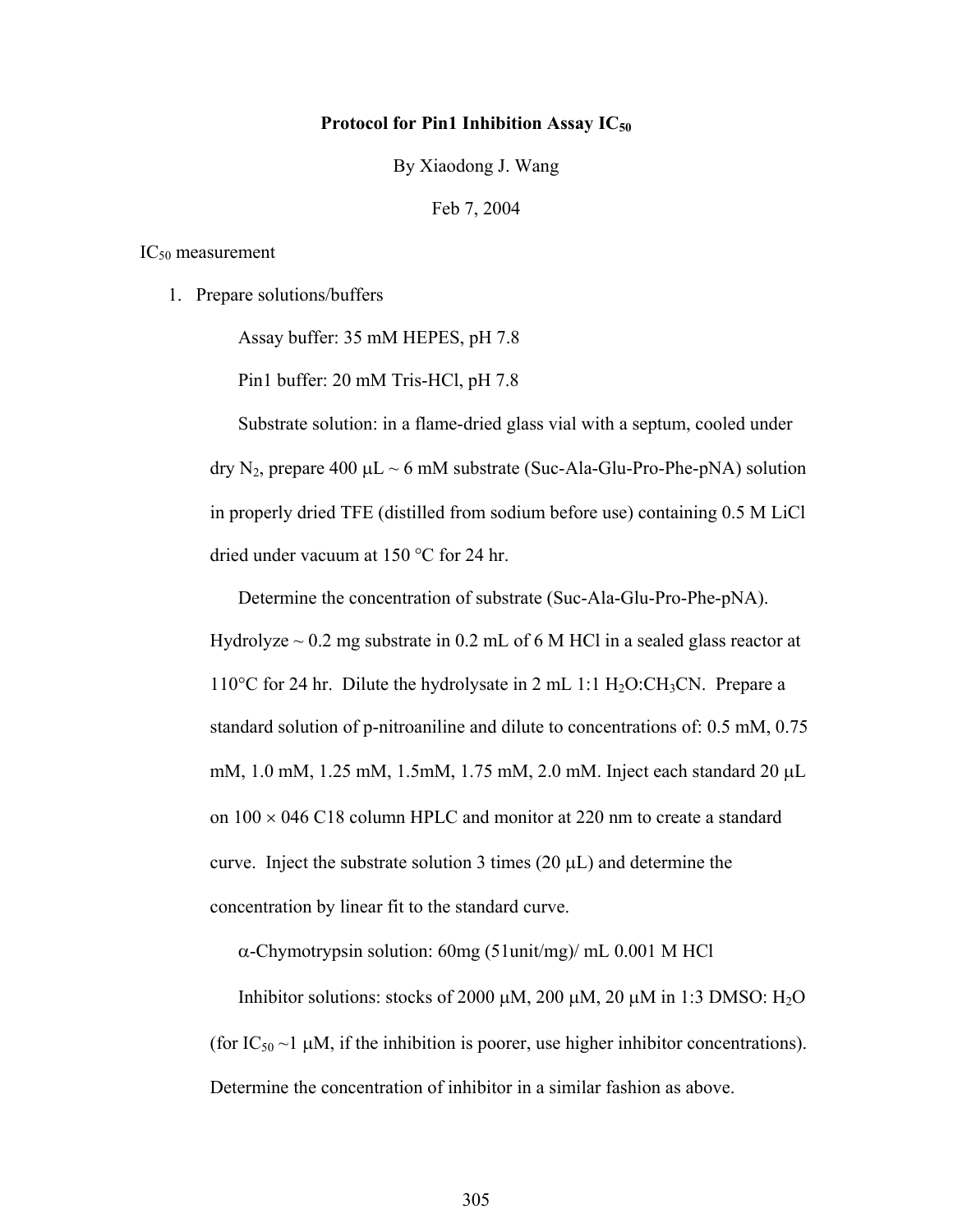**Protocol for Pin1 Inhibition Assay $IC_{50}$**

By Xiaodong J. Wang

Feb 7, 2004

$IC_{50}$ measurement

1. Prepare solutions/buffers

   Assay buffer: 35 mM HEPES, pH 7.8

   Pin1 buffer: 20 mM Tris-HCl, pH 7.8

   Substrate solution: in a flame-dried glass vial with a septum, cooled under dry $N_2$, prepare 400 μL ~ 6 mM substrate (Suc-Ala-Glu-Pro-Phe-pNA) solution in properly dried TFE (distilled from sodium before use) containing 0.5 M LiCl dried under vacuum at 150 °C for 24 hr.

   Determine the concentration of substrate (Suc-Ala-Glu-Pro-Phe-pNA). Hydrolyze ~ 0.2 mg substrate in 0.2 mL of 6 M HCl in a sealed glass reactor at 110°C for 24 hr. Dilute the hydrolysate in 2 mL 1:1 $H_2O$:$CH_3CN$. Prepare a standard solution of p-nitroaniline and dilute to concentrations of: 0.5 mM, 0.75 mM, 1.0 mM, 1.25 mM, 1.5mM, 1.75 mM, 2.0 mM. Inject each standard 20 μL on 100 × 046 C18 column HPLC and monitor at 220 nm to create a standard curve. Inject the substrate solution 3 times (20 μL) and determine the concentration by linear fit to the standard curve.

   α-Chymotrypsin solution: 60mg (51unit/mg)/ mL 0.001 M HCl

   Inhibitor solutions: stocks of 2000 μM, 200 μM, 20 μM in 1:3 DMSO: $H_2O$ (for $IC_{50}$ ~1 μM, if the inhibition is poorer, use higher inhibitor concentrations). Determine the concentration of inhibitor in a similar fashion as above.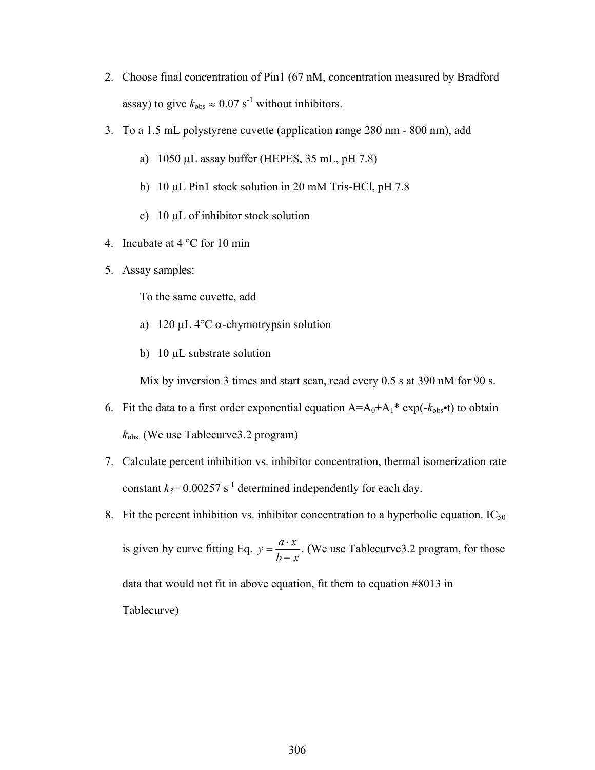2. Choose final concentration of Pin1 (67 nM, concentration measured by Bradford assay) to give $k_{obs} \approx 0.07\ s^{-1}$ without inhibitors.
3. To a 1.5 mL polystyrene cuvette (application range 280 nm - 800 nm), add
   a) 1050 μL assay buffer (HEPES, 35 mL, pH 7.8)
   b) 10 μL Pin1 stock solution in 20 mM Tris-HCl, pH 7.8
   c) 10 μL of inhibitor stock solution
4. Incubate at 4 °C for 10 min
5. Assay samples:

   To the same cuvette, add

   a) 120 μL 4°C α-chymotrypsin solution
   b) 10 μL substrate solution

   Mix by inversion 3 times and start scan, read every 0.5 s at 390 nM for 90 s.
6. Fit the data to a first order exponential equation $A = A_0 + A_1 * \exp(-k_{obs} \bullet t)$ to obtain $k_{obs.}$ (We use Tablecurve3.2 program)
7. Calculate percent inhibition vs. inhibitor concentration, thermal isomerization rate constant $k_3 = 0.00257\ s^{-1}$ determined independently for each day.
8. Fit the percent inhibition vs. inhibitor concentration to a hyperbolic equation. $IC_{50}$ is given by curve fitting Eq. $y = \frac{a \cdot x}{b + x}$. (We use Tablecurve3.2 program, for those data that would not fit in above equation, fit them to equation #8013 in Tablecurve)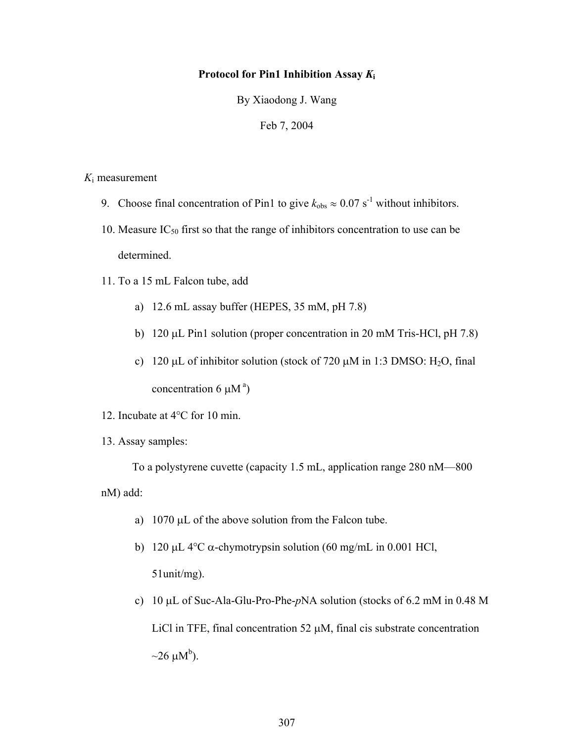**Protocol for Pin1 Inhibition Assay $K_i$**

By Xiaodong J. Wang

Feb 7, 2004

$K_i$ measurement

9. Choose final concentration of Pin1 to give $k_{obs} \approx 0.07\ s^{-1}$ without inhibitors.
10. Measure $IC_{50}$ first so that the range of inhibitors concentration to use can be determined.
11. To a 15 mL Falcon tube, add
    a) 12.6 mL assay buffer (HEPES, 35 mM, pH 7.8)
    b) 120 μL Pin1 solution (proper concentration in 20 mM Tris-HCl, pH 7.8)
    c) 120 μL of inhibitor solution (stock of 720 μM in 1:3 DMSO: $H_2O$, final concentration 6 μM [a])
12. Incubate at 4°C for 10 min.
13. Assay samples:

    To a polystyrene cuvette (capacity 1.5 mL, application range 280 nM—800 nM) add:

    a) 1070 μL of the above solution from the Falcon tube.
    b) 120 μL 4°C α-chymotrypsin solution (60 mg/mL in 0.001 HCl, 51unit/mg).
    c) 10 μL of Suc-Ala-Glu-Pro-Phe-*p*NA solution (stocks of 6.2 mM in 0.48 M LiCl in TFE, final concentration 52 μM, final cis substrate concentration ~26 μM[b]).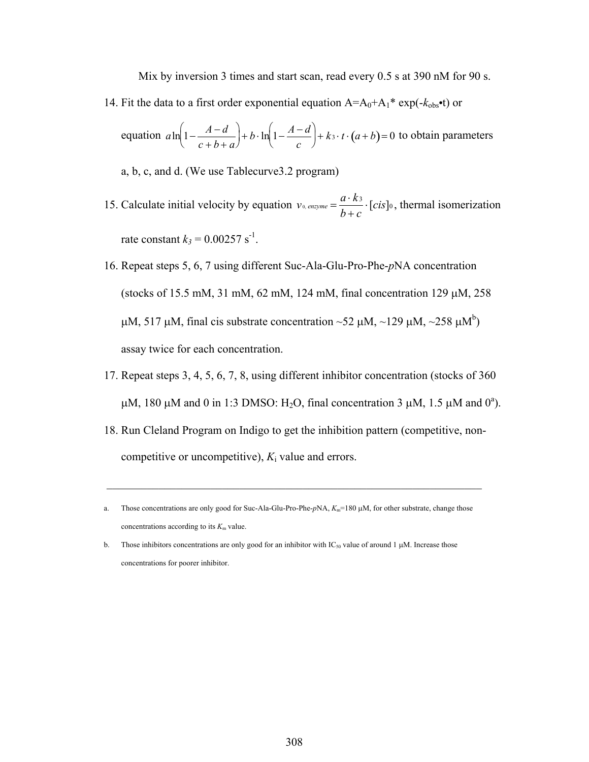Mix by inversion 3 times and start scan, read every 0.5 s at 390 nM for 90 s.

14. Fit the data to a first order exponential equation A=$A_0$+$A_1$* exp(-$k_{obs}$•t) or equation $a\ln\left(1-\frac{A-d}{c+b+a}\right)+b\cdot\ln\left(1-\frac{A-d}{c}\right)+k_3\cdot t\cdot(a+b)=0$ to obtain parameters a, b, c, and d. (We use Tablecurve3.2 program)
15. Calculate initial velocity by equation $v_{0,\,enzyme}=\frac{a\cdot k_3}{b+c}\cdot[cis]_0$, thermal isomerization rate constant $k_3$ = 0.00257 $s^{-1}$.
16. Repeat steps 5, 6, 7 using different Suc-Ala-Glu-Pro-Phe-*p*NA concentration (stocks of 15.5 mM, 31 mM, 62 mM, 124 mM, final concentration 129 μM, 258 μM, 517 μM, final cis substrate concentration ~52 μM, ~129 μM, ~258 μM[b]) assay twice for each concentration.
17. Repeat steps 3, 4, 5, 6, 7, 8, using different inhibitor concentration (stocks of 360 μM, 180 μM and 0 in 1:3 DMSO: $H_2O$, final concentration 3 μM, 1.5 μM and 0[a]).
18. Run Cleland Program on Indigo to get the inhibition pattern (competitive, non-competitive or uncompetitive), $K_i$ value and errors.

---

a. Those concentrations are only good for Suc-Ala-Glu-Pro-Phe-*p*NA, $K_m$=180 μM, for other substrate, change those concentrations according to its $K_m$ value.

b. Those inhibitors concentrations are only good for an inhibitor with $IC_{50}$ value of around 1 μM. Increase those concentrations for poorer inhibitor.